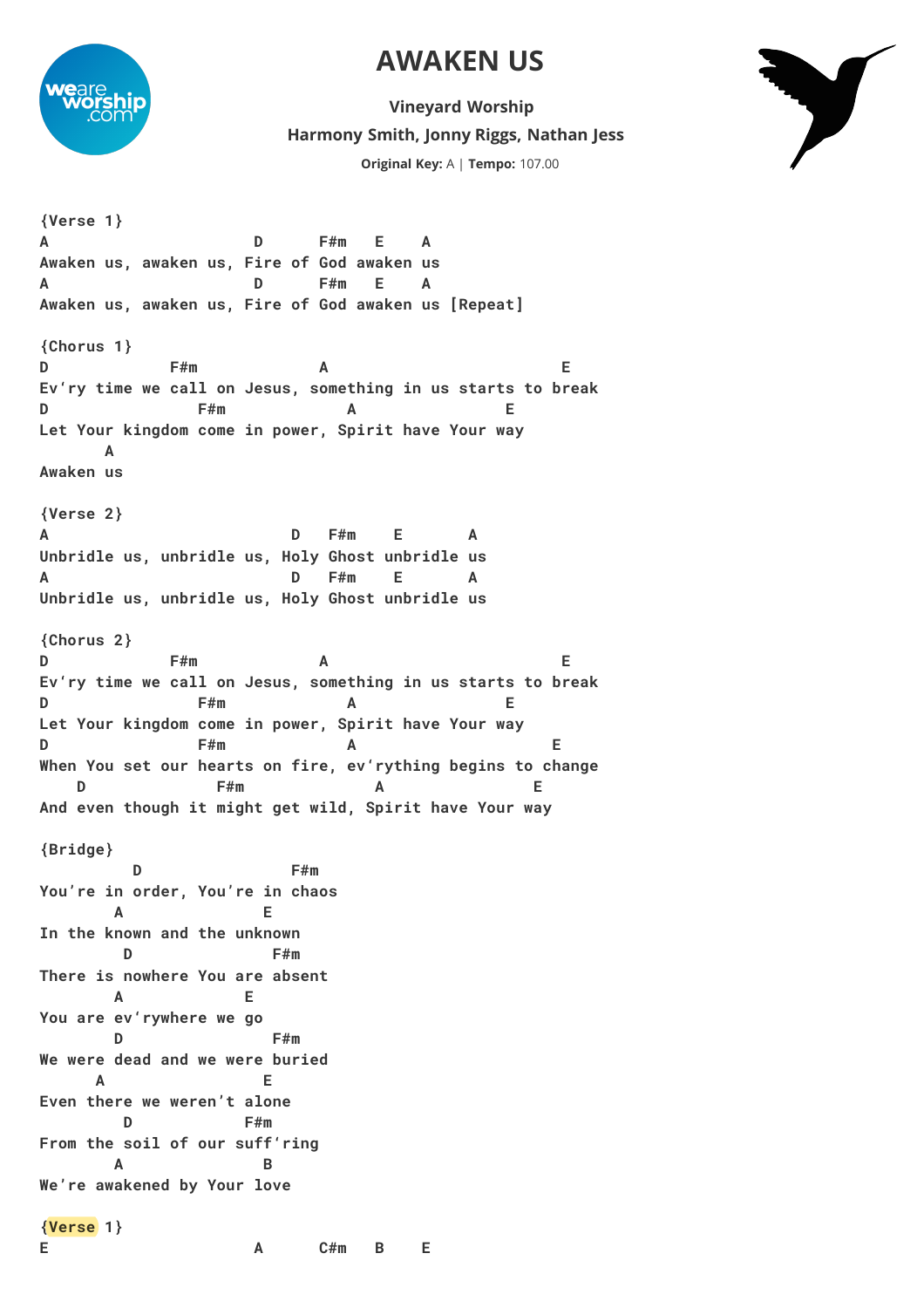# AWAKEN US

**Vineyard Worship**

**Harmony Smith, Jonny Riggs, Nathan Jess**

**Original Key:** A | **Tempo:** 107.00

```
{Verse 1}
A                      D      F#m   E    A
Awaken us, awaken us, Fire of God awaken us
A                      D      F#m   E    A
Awaken us, awaken us, Fire of God awaken us [Repeat]

{Chorus 1}
D             F#m              A                         E
Ev'ry time we call on Jesus, something in us starts to break
D                F#m              A                E
Let Your kingdom come in power, Spirit have Your way
       A
Awaken us

{Verse 2}
A                          D   F#m    E      A
Unbridle us, unbridle us, Holy Ghost unbridle us
A                          D   F#m    E      A
Unbridle us, unbridle us, Holy Ghost unbridle us

{Chorus 2}
D             F#m              A                         E
Ev'ry time we call on Jesus, something in us starts to break
D                F#m              A                E
Let Your kingdom come in power, Spirit have Your way
D                F#m              A                      E
When You set our hearts on fire, ev'rything begins to change
    D              F#m              A                E
And even though it might get wild, Spirit have Your way

{Bridge}
          D                 F#m
You're in order, You're in chaos
        A               E
In the known and the unknown
         D                 F#m
There is nowhere You are absent
        A             E
You are ev'rywhere we go
        D                 F#m
We were dead and we were buried
      A                 E
Even there we weren't alone
         D            F#m
From the soil of our suff'ring
        A               B
We're awakened by Your love

{Verse 1}
E                      A      C#m   B    E
```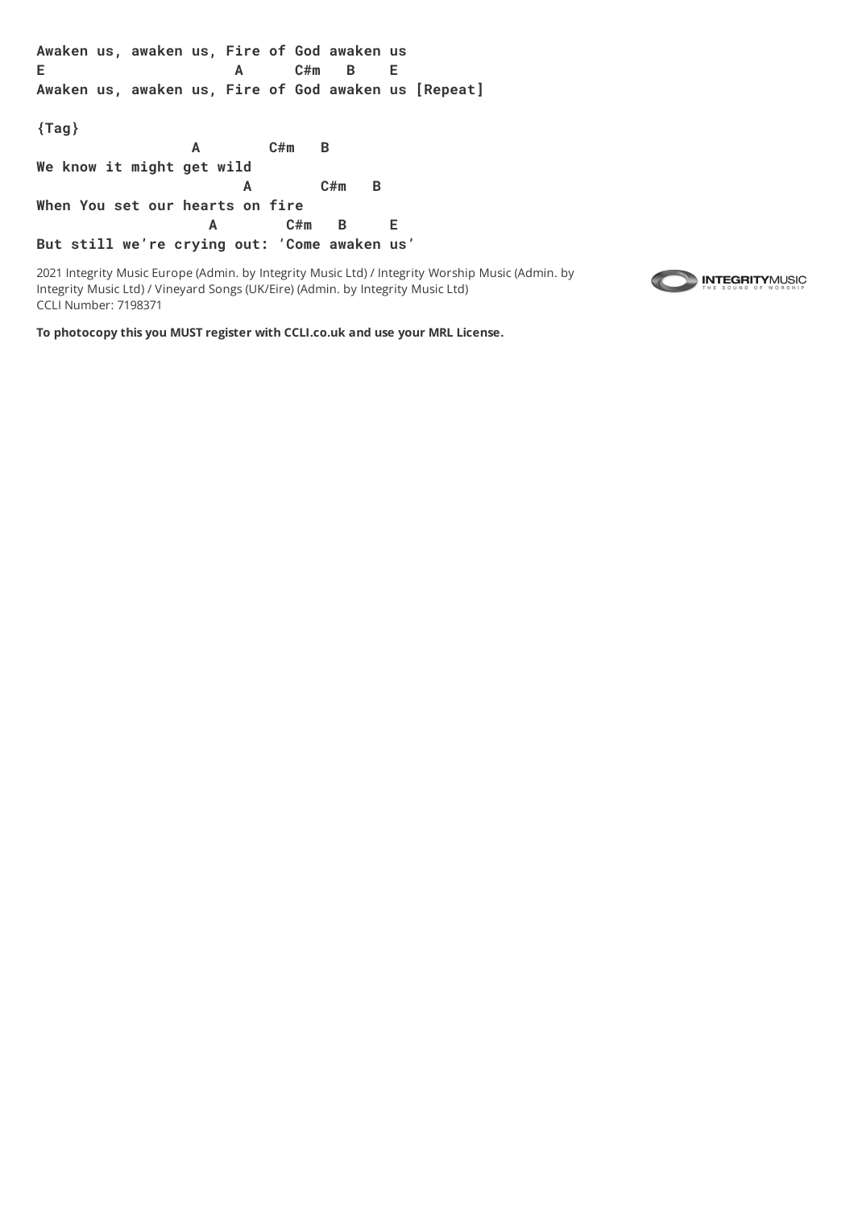```
Awaken us, awaken us, Fire of God awaken us
E                      A      C#m   B    E
Awaken us, awaken us, Fire of God awaken us [Repeat]

{Tag}
                  A        C#m   B
We know it might get wild
                        A        C#m   B
When You set our hearts on fire
                    A        C#m   B     E
But still we're crying out: 'Come awaken us'
```

2021 Integrity Music Europe (Admin. by Integrity Music Ltd) / Integrity Worship Music (Admin. by Integrity Music Ltd) / Vineyard Songs (UK/Eire) (Admin. by Integrity Music Ltd)
CCLI Number: 7198371

**To photocopy this you MUST register with CCLI.co.uk and use your MRL License.**